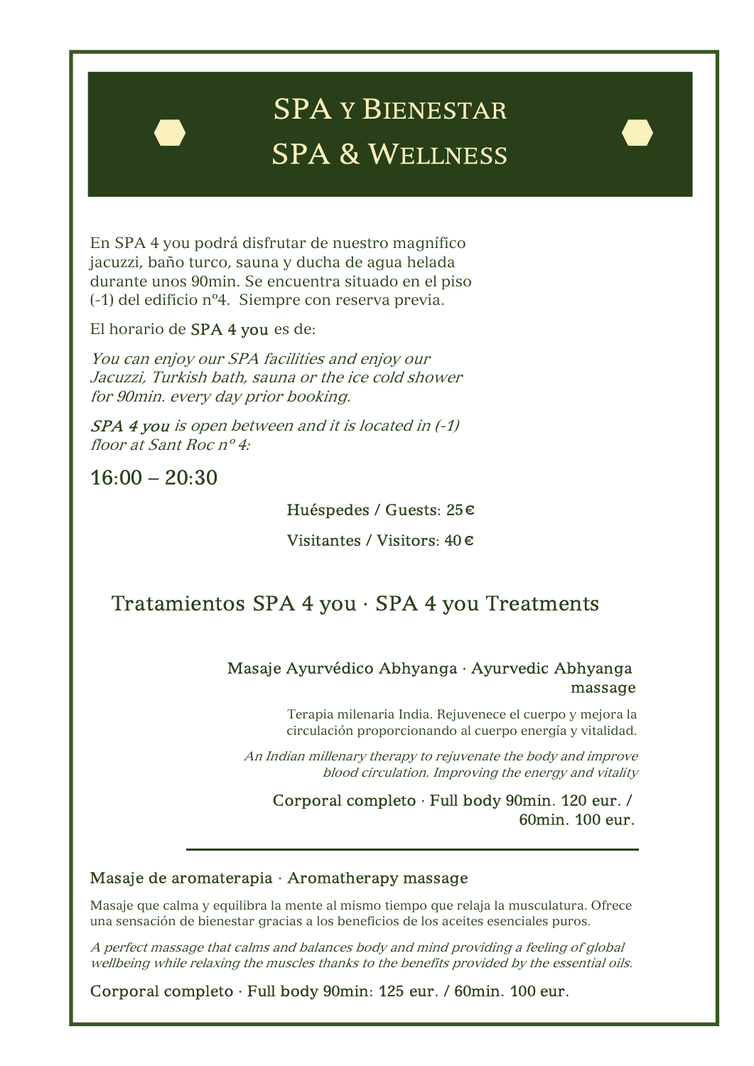# SPA y Bienestar
# SPA & Wellness

En SPA 4 you podrá disfrutar de nuestro magnífico jacuzzi, baño turco, sauna y ducha de agua helada durante unos 90min. Se encuentra situado en el piso (-1) del edificio nº4. Siempre con reserva previa.

El horario de SPA 4 you es de:

*You can enjoy our SPA facilities and enjoy our Jacuzzi, Turkish bath, sauna or the ice cold shower for 90min. every day prior booking.*

*SPA 4 you is open between and it is located in (-1) floor at Sant Roc nº 4:*

16:00 – 20:30

Huéspedes / Guests: 25 €

Visitantes / Visitors: 40 €

## Tratamientos SPA 4 you · SPA 4 you Treatments

### Masaje Ayurvédico Abhyanga · Ayurvedic Abhyanga massage

Terapia milenaria India. Rejuvenece el cuerpo y mejora la circulación proporcionando al cuerpo energía y vitalidad.

*An Indian millenary therapy to rejuvenate the body and improve blood circulation. Improving the energy and vitality*

Corporal completo · Full body 90min. 120 eur. / 60min. 100 eur.

---

### Masaje de aromaterapia · Aromatherapy massage

Masaje que calma y equilibra la mente al mismo tiempo que relaja la musculatura. Ofrece una sensación de bienestar gracias a los beneficios de los aceites esenciales puros.

*A perfect massage that calms and balances body and mind providing a feeling of global wellbeing while relaxing the muscles thanks to the benefits provided by the essential oils.*

Corporal completo · Full body 90min: 125 eur. / 60min. 100 eur.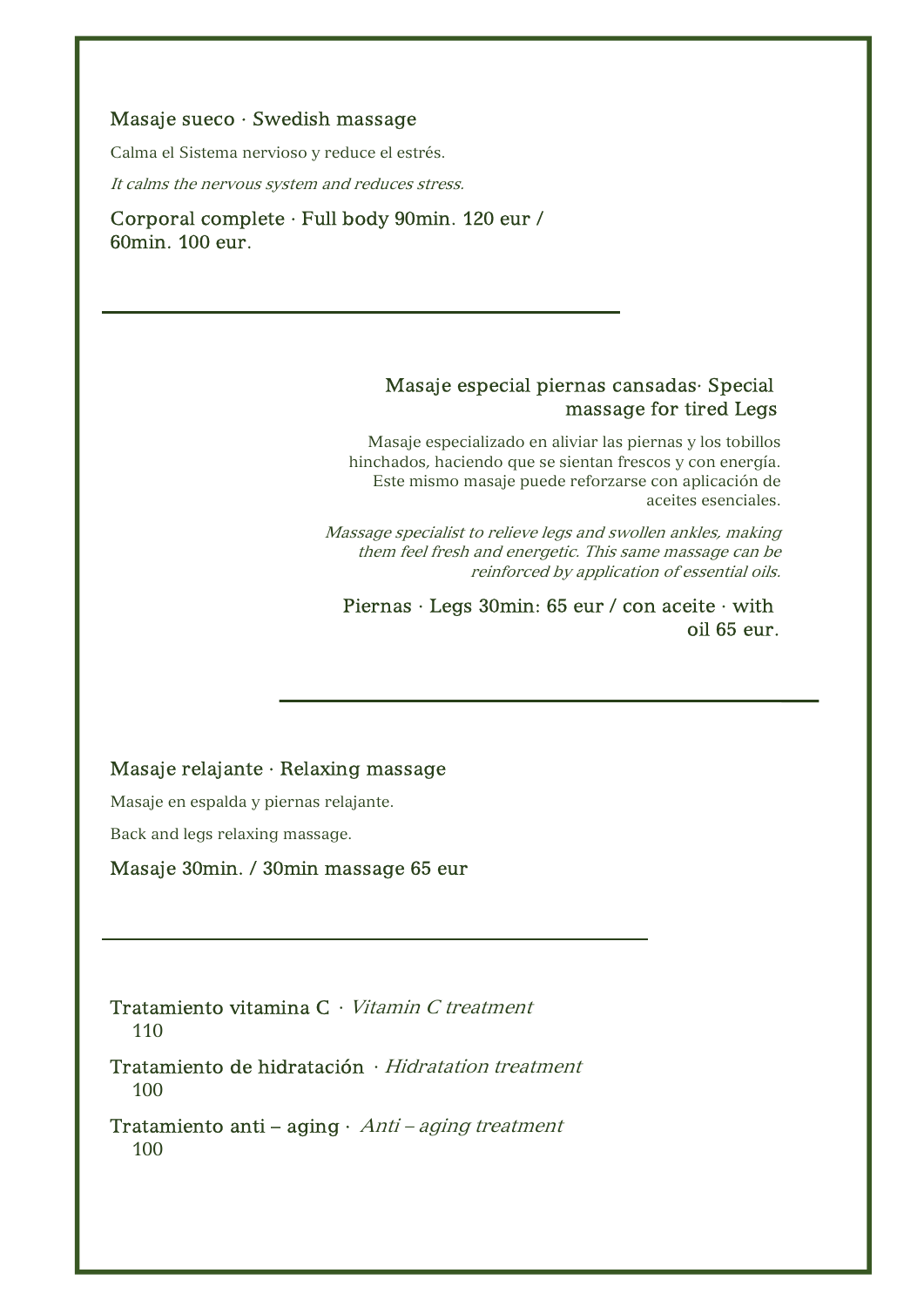### Masaje sueco · Swedish massage

Calma el Sistema nervioso y reduce el estrés.

*It calms the nervous system and reduces stress.*

Corporal complete · Full body 90min. 120 eur / 60min. 100 eur.

---

### Masaje especial piernas cansadas· Special massage for tired Legs

Masaje especializado en aliviar las piernas y los tobillos hinchados, haciendo que se sientan frescos y con energía. Este mismo masaje puede reforzarse con aplicación de aceites esenciales.

*Massage specialist to relieve legs and swollen ankles, making them feel fresh and energetic. This same massage can be reinforced by application of essential oils.*

Piernas · Legs 30min: 65 eur / con aceite · with oil 65 eur.

---

### Masaje relajante · Relaxing massage

Masaje en espalda y piernas relajante.

Back and legs relaxing massage.

Masaje 30min. / 30min massage 65 eur

---

Tratamiento vitamina C · *Vitamin C treatment*
110

Tratamiento de hidratación · *Hidratation treatment*
100

Tratamiento anti – aging · *Anti – aging treatment*
100